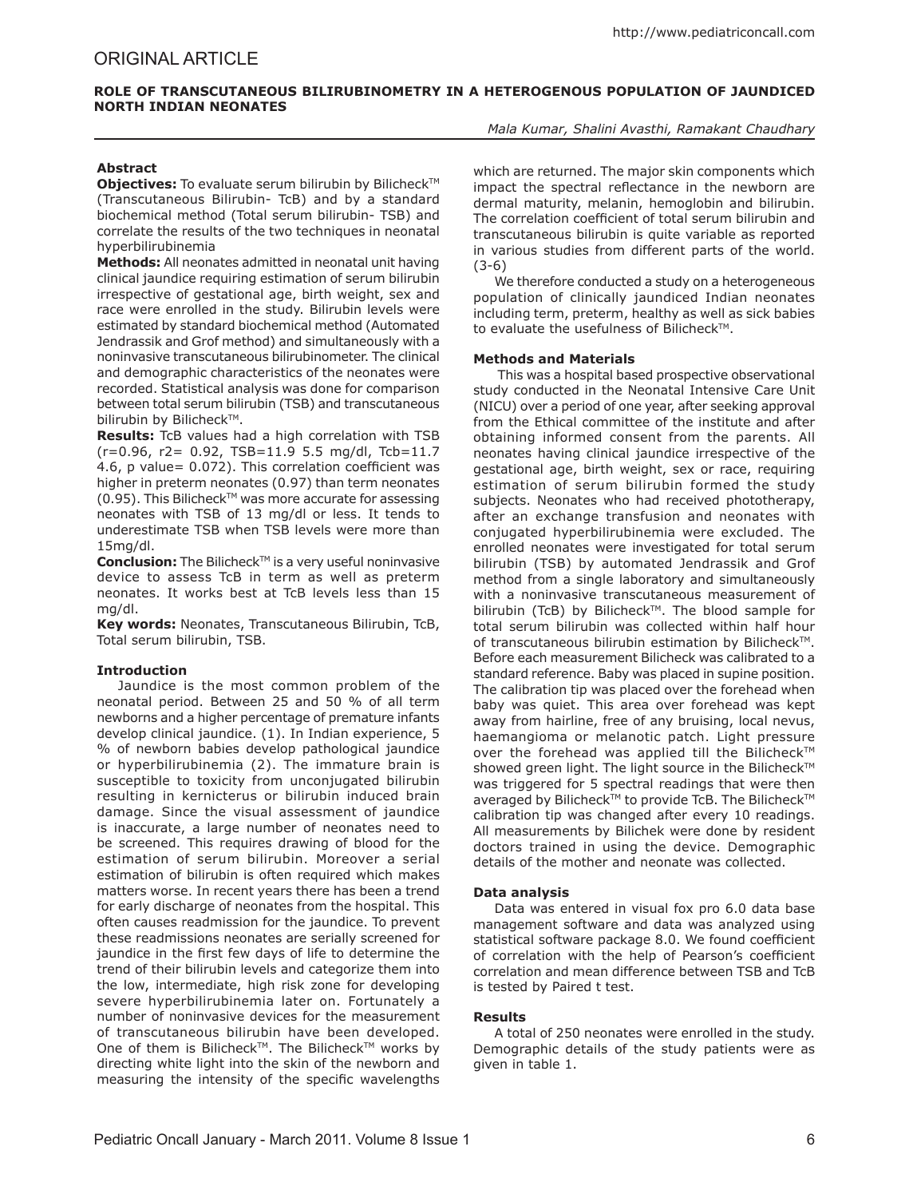ORIGINAL ARTICLE

# ROLE OF TRANSCUTANEOUS BILIRUBINOMETRY IN A HETEROGENOUS POPULATION OF JAUNDICED NORTH INDIAN NEONATES

*Mala Kumar, Shalini Avasthi, Ramakant Chaudhary*

## Abstract

**Objectives:** To evaluate serum bilirubin by Bilicheck™ (Transcutaneous Bilirubin- TcB) and by a standard biochemical method (Total serum bilirubin- TSB) and correlate the results of the two techniques in neonatal hyperbilirubinemia

**Methods:** All neonates admitted in neonatal unit having clinical jaundice requiring estimation of serum bilirubin irrespective of gestational age, birth weight, sex and race were enrolled in the study. Bilirubin levels were estimated by standard biochemical method (Automated Jendrassik and Grof method) and simultaneously with a noninvasive transcutaneous bilirubinometer. The clinical and demographic characteristics of the neonates were recorded. Statistical analysis was done for comparison between total serum bilirubin (TSB) and transcutaneous bilirubin by Bilicheck™.

**Results:** TcB values had a high correlation with TSB (r=0.96, r2= 0.92, TSB=11.9 5.5 mg/dl, Tcb=11.7 4.6, p value= 0.072). This correlation coefficient was higher in preterm neonates (0.97) than term neonates (0.95). This Bilicheck™ was more accurate for assessing neonates with TSB of 13 mg/dl or less. It tends to underestimate TSB when TSB levels were more than 15mg/dl.

**Conclusion:** The Bilicheck™ is a very useful noninvasive device to assess TcB in term as well as preterm neonates. It works best at TcB levels less than 15 mg/dl.

**Key words:** Neonates, Transcutaneous Bilirubin, TcB, Total serum bilirubin, TSB.

## Introduction

Jaundice is the most common problem of the neonatal period. Between 25 and 50 % of all term newborns and a higher percentage of premature infants develop clinical jaundice. (1). In Indian experience, 5 % of newborn babies develop pathological jaundice or hyperbilirubinemia (2). The immature brain is susceptible to toxicity from unconjugated bilirubin resulting in kernicterus or bilirubin induced brain damage. Since the visual assessment of jaundice is inaccurate, a large number of neonates need to be screened. This requires drawing of blood for the estimation of serum bilirubin. Moreover a serial estimation of bilirubin is often required which makes matters worse. In recent years there has been a trend for early discharge of neonates from the hospital. This often causes readmission for the jaundice. To prevent these readmissions neonates are serially screened for jaundice in the first few days of life to determine the trend of their bilirubin levels and categorize them into the low, intermediate, high risk zone for developing severe hyperbilirubinemia later on. Fortunately a number of noninvasive devices for the measurement of transcutaneous bilirubin have been developed. One of them is Bilicheck™. The Bilicheck™ works by directing white light into the skin of the newborn and measuring the intensity of the specific wavelengths which are returned. The major skin components which impact the spectral reflectance in the newborn are dermal maturity, melanin, hemoglobin and bilirubin. The correlation coefficient of total serum bilirubin and transcutaneous bilirubin is quite variable as reported in various studies from different parts of the world. (3-6)

We therefore conducted a study on a heterogeneous population of clinically jaundiced Indian neonates including term, preterm, healthy as well as sick babies to evaluate the usefulness of Bilicheck™.

## Methods and Materials

This was a hospital based prospective observational study conducted in the Neonatal Intensive Care Unit (NICU) over a period of one year, after seeking approval from the Ethical committee of the institute and after obtaining informed consent from the parents. All neonates having clinical jaundice irrespective of the gestational age, birth weight, sex or race, requiring estimation of serum bilirubin formed the study subjects. Neonates who had received phototherapy, after an exchange transfusion and neonates with conjugated hyperbilirubinemia were excluded. The enrolled neonates were investigated for total serum bilirubin (TSB) by automated Jendrassik and Grof method from a single laboratory and simultaneously with a noninvasive transcutaneous measurement of bilirubin (TcB) by Bilicheck™. The blood sample for total serum bilirubin was collected within half hour of transcutaneous bilirubin estimation by Bilicheck™. Before each measurement Bilicheck was calibrated to a standard reference. Baby was placed in supine position. The calibration tip was placed over the forehead when baby was quiet. This area over forehead was kept away from hairline, free of any bruising, local nevus, haemangioma or melanotic patch. Light pressure over the forehead was applied till the Bilicheck™ showed green light. The light source in the Bilicheck™ was triggered for 5 spectral readings that were then averaged by Bilicheck™ to provide TcB. The Bilicheck™ calibration tip was changed after every 10 readings. All measurements by Bilichek were done by resident doctors trained in using the device. Demographic details of the mother and neonate was collected.

## Data analysis

Data was entered in visual fox pro 6.0 data base management software and data was analyzed using statistical software package 8.0. We found coefficient of correlation with the help of Pearson's coefficient correlation and mean difference between TSB and TcB is tested by Paired t test.

## Results

A total of 250 neonates were enrolled in the study. Demographic details of the study patients were as given in table 1.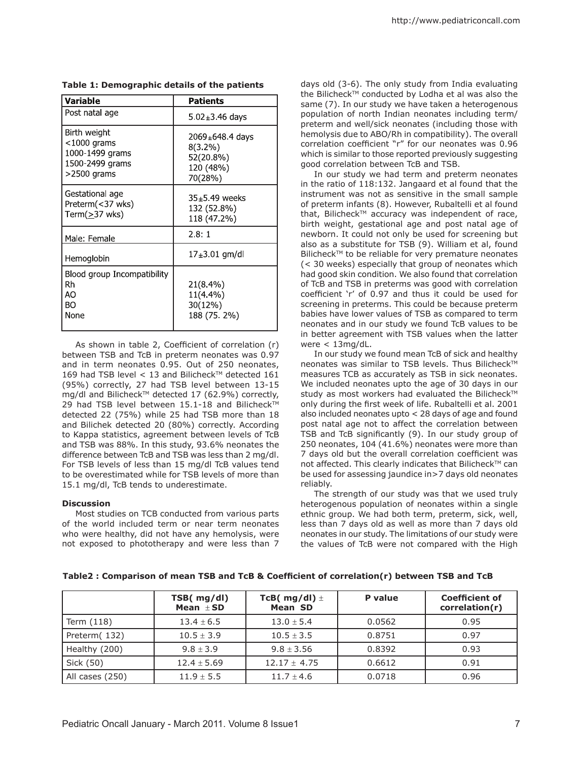**Table 1: Demographic details of the patients**

| Variable | Patients |
|---|---|
| Post natal age | 5.02±3.46 days |
| Birth weight<br><1000 grams<br>1000-1499 grams<br>1500-2499 grams<br>>2500 grams | 2069±648.4 days<br>8(3.2%)<br>52(20.8%)<br>120 (48%)<br>70(28%) |
| Gestational age<br>Preterm(<37 wks)<br>Term(≥37 wks) | 35±5.49 weeks<br>132 (52.8%)<br>118 (47.2%) |
| Male: Female | 2.8: 1 |
| Hemoglobin | 17±3.01 gm/dl |
| Blood group Incompatibility<br>Rh<br>AO<br>BO<br>None | 21(8.4%)<br>11(4.4%)<br>30(12%)<br>188 (75. 2%) |

As shown in table 2, Coefficient of correlation (r) between TSB and TcB in preterm neonates was 0.97 and in term neonates 0.95. Out of 250 neonates, 169 had TSB level < 13 and Bilicheck™ detected 161 (95%) correctly, 27 had TSB level between 13-15 mg/dl and Bilicheck™ detected 17 (62.9%) correctly, 29 had TSB level between 15.1-18 and Bilicheck™ detected 22 (75%) while 25 had TSB more than 18 and Bilichek detected 20 (80%) correctly. According to Kappa statistics, agreement between levels of TcB and TSB was 88%. In this study, 93.6% neonates the difference between TcB and TSB was less than 2 mg/dl. For TSB levels of less than 15 mg/dl TcB values tend to be overestimated while for TSB levels of more than 15.1 mg/dl, TcB tends to underestimate.

**Discussion**

Most studies on TCB conducted from various parts of the world included term or near term neonates who were healthy, did not have any hemolysis, were not exposed to phototherapy and were less than 7 days old (3-6). The only study from India evaluating the Bilicheck™ conducted by Lodha et al was also the same (7). In our study we have taken a heterogenous population of north Indian neonates including term/preterm and well/sick neonates (including those with hemolysis due to ABO/Rh in compatibility). The overall correlation coefficient "r" for our neonates was 0.96 which is similar to those reported previously suggesting good correlation between TcB and TSB.

In our study we had term and preterm neonates in the ratio of 118:132. Jangaard et al found that the instrument was not as sensitive in the small sample of preterm infants (8). However, Rubaltelli et al found that, Bilicheck™ accuracy was independent of race, birth weight, gestational age and post natal age of newborn. It could not only be used for screening but also as a substitute for TSB (9). William et al, found Bilicheck™ to be reliable for very premature neonates (< 30 weeks) especially that group of neonates which had good skin condition. We also found that correlation of TcB and TSB in preterms was good with correlation coefficient 'r' of 0.97 and thus it could be used for screening in preterms. This could be because preterm babies have lower values of TSB as compared to term neonates and in our study we found TcB values to be in better agreement with TSB values when the latter were < 13mg/dL.

In our study we found mean TcB of sick and healthy neonates was similar to TSB levels. Thus Bilicheck™ measures TCB as accurately as TSB in sick neonates. We included neonates upto the age of 30 days in our study as most workers had evaluated the Bilicheck™ only during the first week of life. Rubaltelli et al. 2001 also included neonates upto < 28 days of age and found post natal age not to affect the correlation between TSB and TcB significantly (9). In our study group of 250 neonates, 104 (41.6%) neonates were more than 7 days old but the overall correlation coefficient was not affected. This clearly indicates that Bilicheck™ can be used for assessing jaundice in>7 days old neonates reliably.

The strength of our study was that we used truly heterogenous population of neonates within a single ethnic group. We had both term, preterm, sick, well, less than 7 days old as well as more than 7 days old neonates in our study. The limitations of our study were the values of TcB were not compared with the High

**Table2 : Comparison of mean TSB and TcB & Coefficient of correlation(r) between TSB and TcB**

| | TSB( mg/dl) Mean ±SD | TcB( mg/dl) ± Mean SD | P value | Coefficient of correlation(r) |
|---|---|---|---|---|
| Term (118) | 13.4 ± 6.5 | 13.0 ± 5.4 | 0.0562 | 0.95 |
| Preterm( 132) | 10.5 ± 3.9 | 10.5 ± 3.5 | 0.8751 | 0.97 |
| Healthy (200) | 9.8 ± 3.9 | 9.8 ± 3.56 | 0.8392 | 0.93 |
| Sick (50) | 12.4 ± 5.69 | 12.17 ± 4.75 | 0.6612 | 0.91 |
| All cases (250) | 11.9 ± 5.5 | 11.7 ± 4.6 | 0.0718 | 0.96 |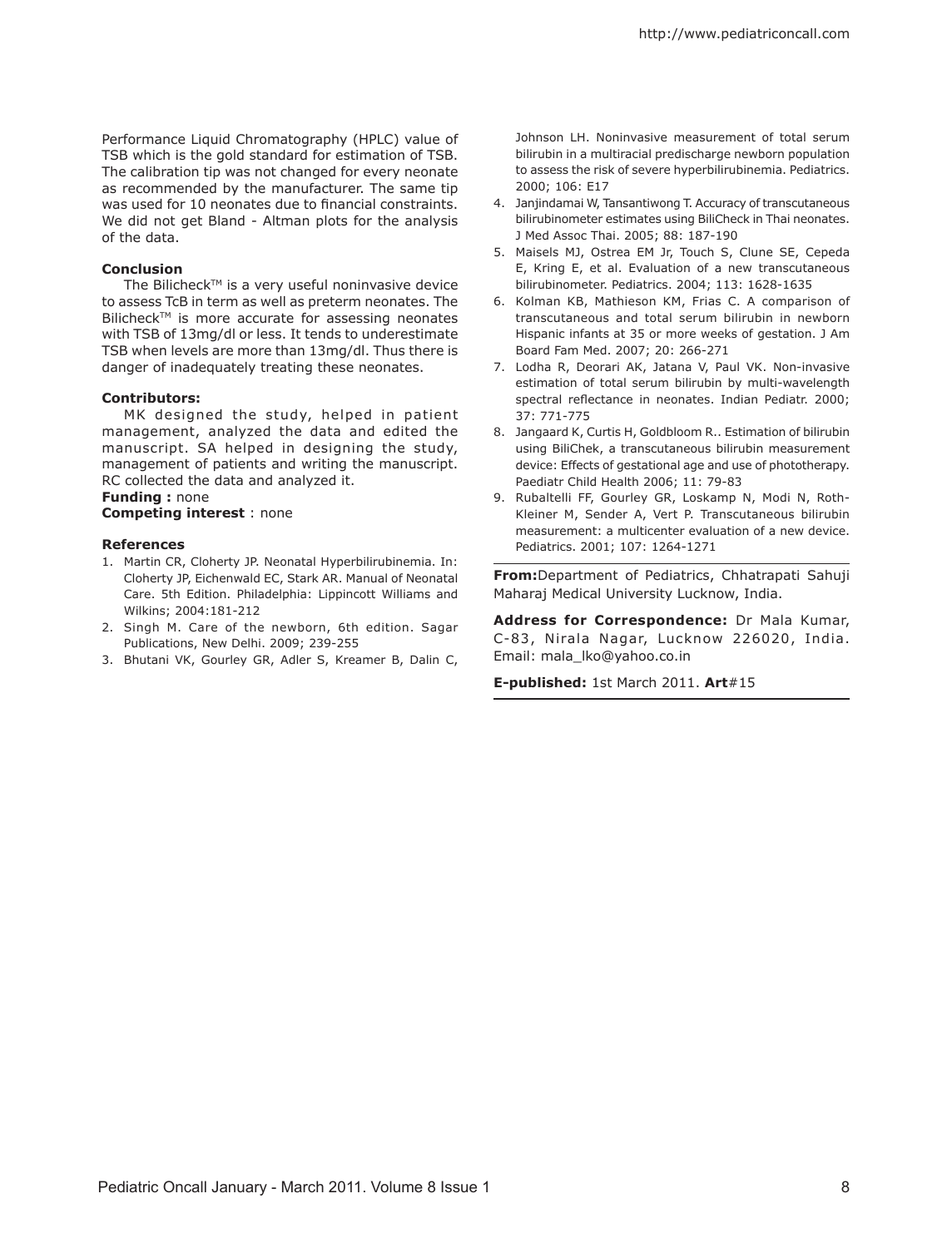Performance Liquid Chromatography (HPLC) value of TSB which is the gold standard for estimation of TSB. The calibration tip was not changed for every neonate as recommended by the manufacturer. The same tip was used for 10 neonates due to financial constraints. We did not get Bland - Altman plots for the analysis of the data.

**Conclusion**

The Bilicheck™ is a very useful noninvasive device to assess TcB in term as well as preterm neonates. The Bilicheck™ is more accurate for assessing neonates with TSB of 13mg/dl or less. It tends to underestimate TSB when levels are more than 13mg/dl. Thus there is danger of inadequately treating these neonates.

**Contributors:**

MK designed the study, helped in patient management, analyzed the data and edited the manuscript. SA helped in designing the study, management of patients and writing the manuscript. RC collected the data and analyzed it.

**Funding :** none

**Competing interest** : none

**References**

1. Martin CR, Cloherty JP. Neonatal Hyperbilirubinemia. In: Cloherty JP, Eichenwald EC, Stark AR. Manual of Neonatal Care. 5th Edition. Philadelphia: Lippincott Williams and Wilkins; 2004:181-212
2. Singh M. Care of the newborn, 6th edition. Sagar Publications, New Delhi. 2009; 239-255
3. Bhutani VK, Gourley GR, Adler S, Kreamer B, Dalin C, Johnson LH. Noninvasive measurement of total serum bilirubin in a multiracial predischarge newborn population to assess the risk of severe hyperbilirubinemia. Pediatrics. 2000; 106: E17
4. Janjindamai W, Tansantiwong T. Accuracy of transcutaneous bilirubinometer estimates using BiliCheck in Thai neonates. J Med Assoc Thai. 2005; 88: 187-190
5. Maisels MJ, Ostrea EM Jr, Touch S, Clune SE, Cepeda E, Kring E, et al. Evaluation of a new transcutaneous bilirubinometer. Pediatrics. 2004; 113: 1628-1635
6. Kolman KB, Mathieson KM, Frias C. A comparison of transcutaneous and total serum bilirubin in newborn Hispanic infants at 35 or more weeks of gestation. J Am Board Fam Med. 2007; 20: 266-271
7. Lodha R, Deorari AK, Jatana V, Paul VK. Non-invasive estimation of total serum bilirubin by multi-wavelength spectral reflectance in neonates. Indian Pediatr. 2000; 37: 771-775
8. Jangaard K, Curtis H, Goldbloom R.. Estimation of bilirubin using BiliChek, a transcutaneous bilirubin measurement device: Effects of gestational age and use of phototherapy. Paediatr Child Health 2006; 11: 79-83
9. Rubaltelli FF, Gourley GR, Loskamp N, Modi N, Roth-Kleiner M, Sender A, Vert P. Transcutaneous bilirubin measurement: a multicenter evaluation of a new device. Pediatrics. 2001; 107: 1264-1271

---

**From:**Department of Pediatrics, Chhatrapati Sahuji Maharaj Medical University Lucknow, India.

**Address for Correspondence:** Dr Mala Kumar, C-83, Nirala Nagar, Lucknow 226020, India. Email: mala_lko@yahoo.co.in

**E-published:** 1st March 2011. **Art**#15